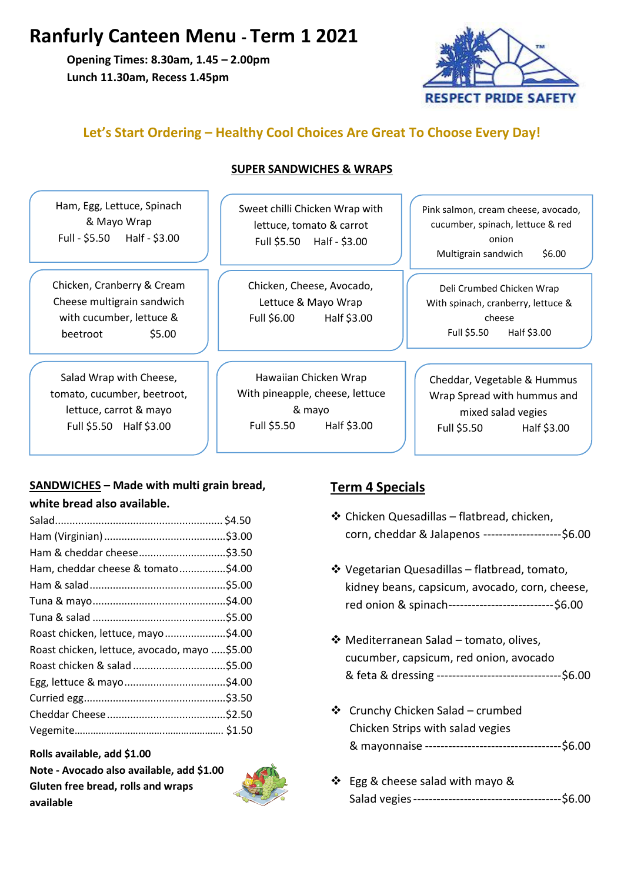# Ranfurly Canteen Menu - Term 1 2021

**Opening Times: 8.30am, 1.45 – 2.00pm**
**Lunch 11.30am, Recess 1.45pm**

RESPECT PRIDE SAFETY

## Let's Start Ordering – Healthy Cool Choices Are Great To Choose Every Day!

### SUPER SANDWICHES & WRAPS

Ham, Egg, Lettuce, Spinach & Mayo Wrap
Full - $5.50 Half - $3.00

Sweet chilli Chicken Wrap with lettuce, tomato & carrot
Full $5.50 Half - $3.00

Pink salmon, cream cheese, avocado, cucumber, spinach, lettuce & red onion
Multigrain sandwich $6.00

Chicken, Cranberry & Cream Cheese multigrain sandwich with cucumber, lettuce & beetroot $5.00

Chicken, Cheese, Avocado, Lettuce & Mayo Wrap
Full $6.00 Half $3.00

Deli Crumbed Chicken Wrap With spinach, cranberry, lettuce & cheese
Full $5.50 Half $3.00

Salad Wrap with Cheese, tomato, cucumber, beetroot, lettuce, carrot & mayo
Full $5.50 Half $3.00

Hawaiian Chicken Wrap With pineapple, cheese, lettuce & mayo
Full $5.50 Half $3.00

Cheddar, Vegetable & Hummus Wrap Spread with hummus and mixed salad vegies
Full $5.50 Half $3.00

### SANDWICHES – Made with multi grain bread, white bread also available.

| Item | Price |
|---|---|
| Salad | $4.50 |
| Ham (Virginian) | $3.00 |
| Ham & cheddar cheese | $3.50 |
| Ham, cheddar cheese & tomato | $4.00 |
| Ham & salad | $5.00 |
| Tuna & mayo | $4.00 |
| Tuna & salad | $5.00 |
| Roast chicken, lettuce, mayo | $4.00 |
| Roast chicken, lettuce, avocado, mayo | $5.00 |
| Roast chicken & salad | $5.00 |
| Egg, lettuce & mayo | $4.00 |
| Curried egg | $3.50 |
| Cheddar Cheese | $2.50 |
| Vegemite | $1.50 |

**Rolls available, add $1.00**
**Note - Avocado also available, add $1.00**
**Gluten free bread, rolls and wraps available**

### Term 4 Specials

- Chicken Quesadillas – flatbread, chicken, corn, cheddar & Jalapenos --------------------$6.00
- Vegetarian Quesadillas – flatbread, tomato, kidney beans, capsicum, avocado, corn, cheese, red onion & spinach--------------------------$6.00
- Mediterranean Salad – tomato, olives, cucumber, capsicum, red onion, avocado & feta & dressing --------------------------------$6.00
- Crunchy Chicken Salad – crumbed Chicken Strips with salad vegies & mayonnaise ----------------------------------$6.00
- Egg & cheese salad with mayo & Salad vegies -------------------------------------$6.00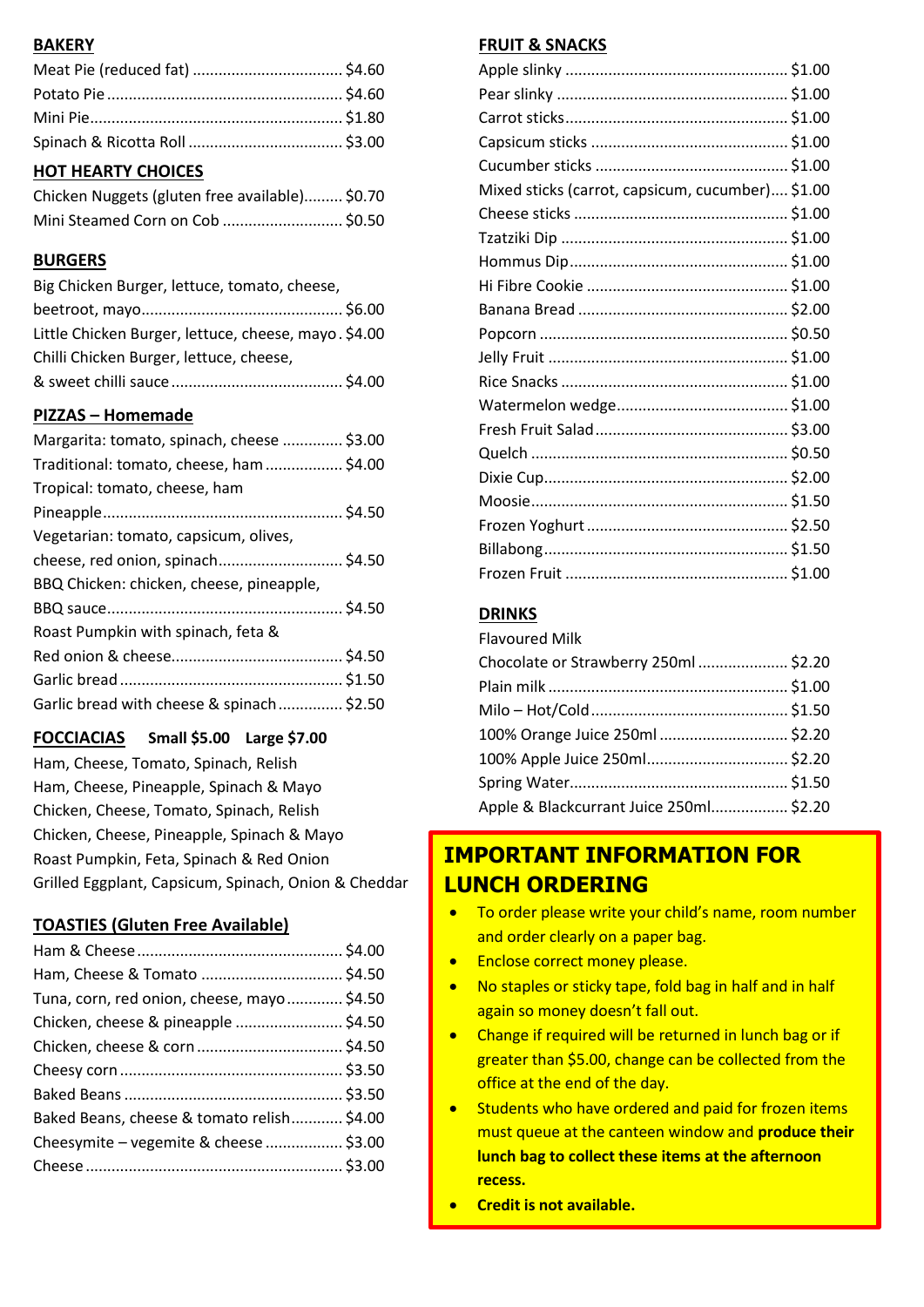## BAKERY

| | |
|---|---|
| Meat Pie (reduced fat) | $4.60 |
| Potato Pie | $4.60 |
| Mini Pie | $1.80 |
| Spinach & Ricotta Roll | $3.00 |

## HOT HEARTY CHOICES

| | |
|---|---|
| Chicken Nuggets (gluten free available) | $0.70 |
| Mini Steamed Corn on Cob | $0.50 |

## BURGERS

| | |
|---|---|
| Big Chicken Burger, lettuce, tomato, cheese, beetroot, mayo | $6.00 |
| Little Chicken Burger, lettuce, cheese, mayo | $4.00 |
| Chilli Chicken Burger, lettuce, cheese, & sweet chilli sauce | $4.00 |

## PIZZAS – Homemade

| | |
|---|---|
| Margarita: tomato, spinach, cheese | $3.00 |
| Traditional: tomato, cheese, ham | $4.00 |
| Tropical: tomato, cheese, ham Pineapple | $4.50 |
| Vegetarian: tomato, capsicum, olives, cheese, red onion, spinach | $4.50 |
| BBQ Chicken: chicken, cheese, pineapple, BBQ sauce | $4.50 |
| Roast Pumpkin with spinach, feta & Red onion & cheese | $4.50 |
| Garlic bread | $1.50 |
| Garlic bread with cheese & spinach | $2.50 |

## FOCCIACIAS **Small $5.00 Large $7.00**

Ham, Cheese, Tomato, Spinach, Relish
Ham, Cheese, Pineapple, Spinach & Mayo
Chicken, Cheese, Tomato, Spinach, Relish
Chicken, Cheese, Pineapple, Spinach & Mayo
Roast Pumpkin, Feta, Spinach & Red Onion
Grilled Eggplant, Capsicum, Spinach, Onion & Cheddar

## TOASTIES (Gluten Free Available)

| | |
|---|---|
| Ham & Cheese | $4.00 |
| Ham, Cheese & Tomato | $4.50 |
| Tuna, corn, red onion, cheese, mayo | $4.50 |
| Chicken, cheese & pineapple | $4.50 |
| Chicken, cheese & corn | $4.50 |
| Cheesy corn | $3.50 |
| Baked Beans | $3.50 |
| Baked Beans, cheese & tomato relish | $4.00 |
| Cheesymite – vegemite & cheese | $3.00 |
| Cheese | $3.00 |

## FRUIT & SNACKS

| | |
|---|---|
| Apple slinky | $1.00 |
| Pear slinky | $1.00 |
| Carrot sticks | $1.00 |
| Capsicum sticks | $1.00 |
| Cucumber sticks | $1.00 |
| Mixed sticks (carrot, capsicum, cucumber) | $1.00 |
| Cheese sticks | $1.00 |
| Tzatziki Dip | $1.00 |
| Hommus Dip | $1.00 |
| Hi Fibre Cookie | $1.00 |
| Banana Bread | $2.00 |
| Popcorn | $0.50 |
| Jelly Fruit | $1.00 |
| Rice Snacks | $1.00 |
| Watermelon wedge | $1.00 |
| Fresh Fruit Salad | $3.00 |
| Quelch | $0.50 |
| Dixie Cup | $2.00 |
| Moosie | $1.50 |
| Frozen Yoghurt | $2.50 |
| Billabong | $1.50 |
| Frozen Fruit | $1.00 |

## DRINKS

Flavoured Milk

| | |
|---|---|
| Chocolate or Strawberry 250ml | $2.20 |
| Plain milk | $1.00 |
| Milo – Hot/Cold | $1.50 |
| 100% Orange Juice 250ml | $2.20 |
| 100% Apple Juice 250ml | $2.20 |
| Spring Water | $1.50 |
| Apple & Blackcurrant Juice 250ml | $2.20 |

## IMPORTANT INFORMATION FOR LUNCH ORDERING

- To order please write your child's name, room number and order clearly on a paper bag.
- Enclose correct money please.
- No staples or sticky tape, fold bag in half and in half again so money doesn't fall out.
- Change if required will be returned in lunch bag or if greater than $5.00, change can be collected from the office at the end of the day.
- Students who have ordered and paid for frozen items must queue at the canteen window and **produce their lunch bag to collect these items at the afternoon recess.**
- **Credit is not available.**